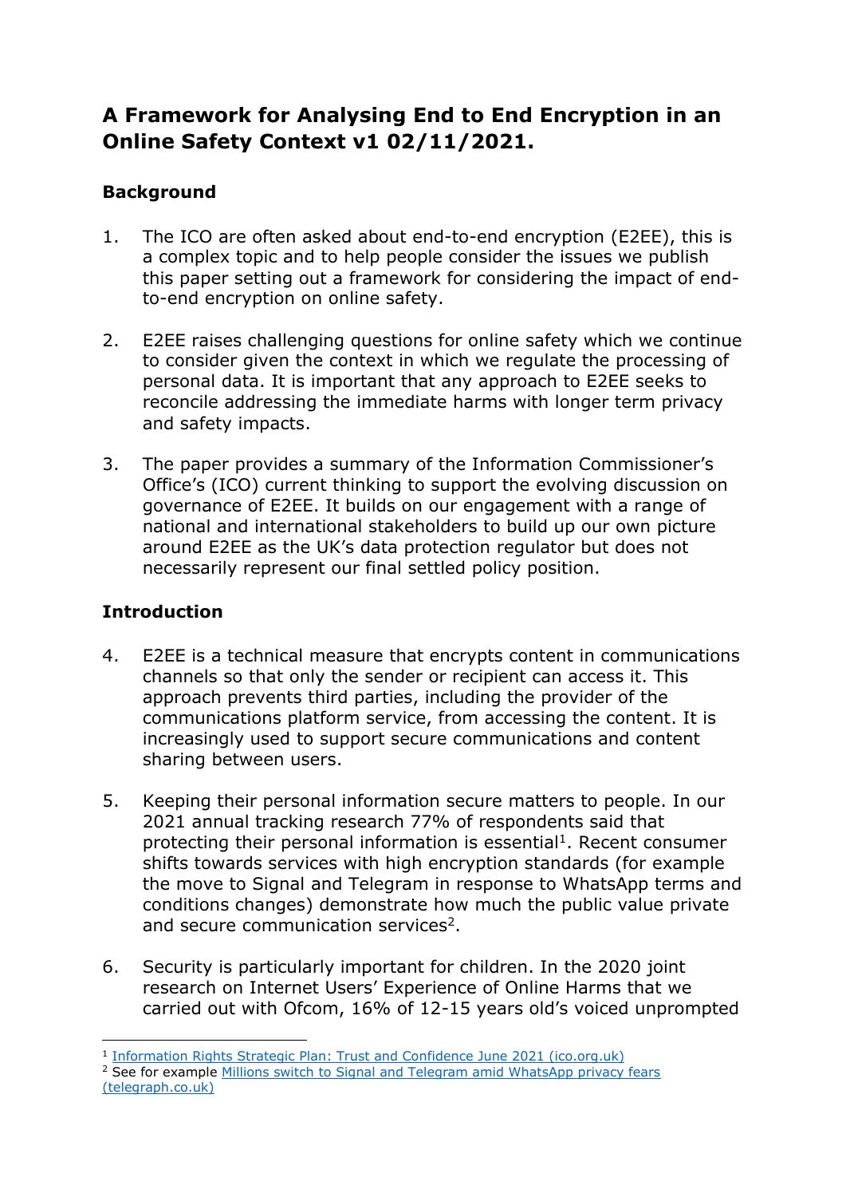# A Framework for Analysing End to End Encryption in an Online Safety Context v1 02/11/2021.

## Background

1. The ICO are often asked about end-to-end encryption (E2EE), this is a complex topic and to help people consider the issues we publish this paper setting out a framework for considering the impact of end-to-end encryption on online safety.

2. E2EE raises challenging questions for online safety which we continue to consider given the context in which we regulate the processing of personal data. It is important that any approach to E2EE seeks to reconcile addressing the immediate harms with longer term privacy and safety impacts.

3. The paper provides a summary of the Information Commissioner's Office's (ICO) current thinking to support the evolving discussion on governance of E2EE. It builds on our engagement with a range of national and international stakeholders to build up our own picture around E2EE as the UK's data protection regulator but does not necessarily represent our final settled policy position.

## Introduction

4. E2EE is a technical measure that encrypts content in communications channels so that only the sender or recipient can access it. This approach prevents third parties, including the provider of the communications platform service, from accessing the content. It is increasingly used to support secure communications and content sharing between users.

5. Keeping their personal information secure matters to people. In our 2021 annual tracking research 77% of respondents said that protecting their personal information is essential[1]. Recent consumer shifts towards services with high encryption standards (for example the move to Signal and Telegram in response to WhatsApp terms and conditions changes) demonstrate how much the public value private and secure communication services[2].

6. Security is particularly important for children. In the 2020 joint research on Internet Users' Experience of Online Harms that we carried out with Ofcom, 16% of 12-15 years old's voiced unprompted

---

[1] Information Rights Strategic Plan: Trust and Confidence June 2021 (ico.org.uk)

[2] See for example Millions switch to Signal and Telegram amid WhatsApp privacy fears (telegraph.co.uk)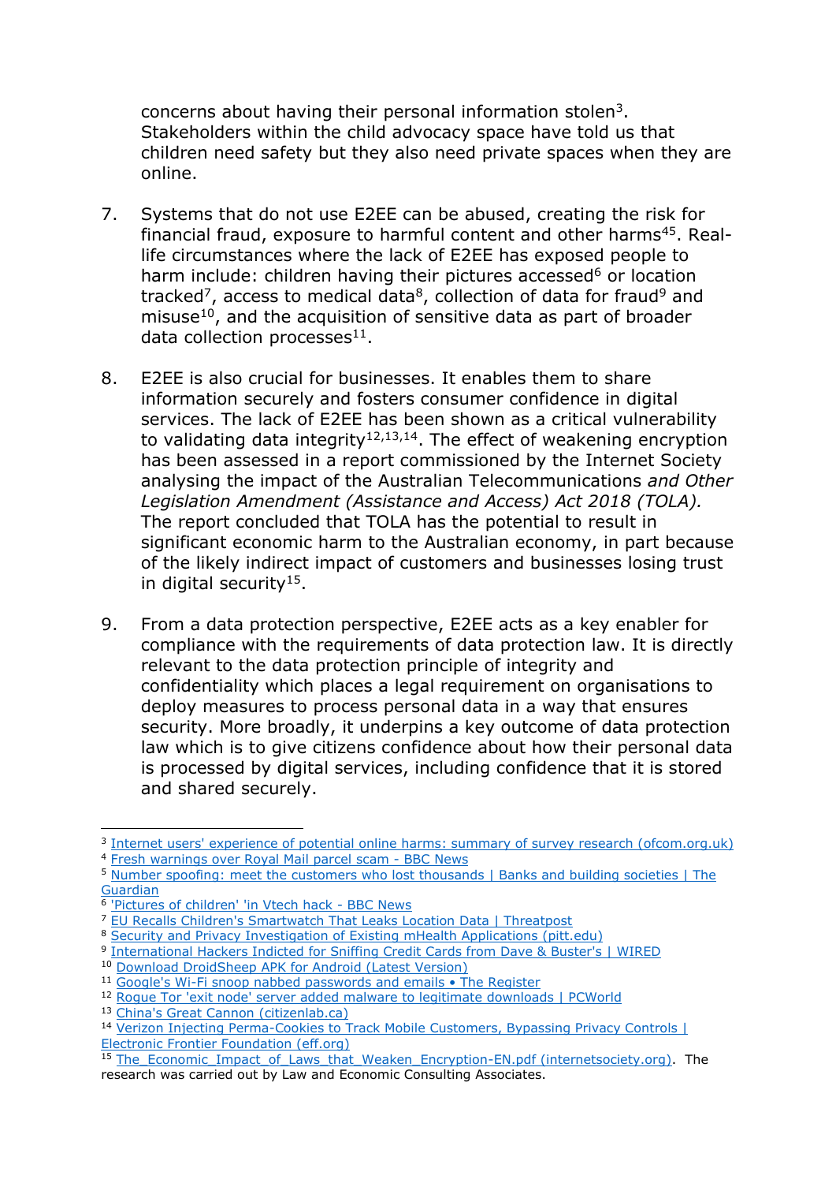concerns about having their personal information stolen[3]. Stakeholders within the child advocacy space have told us that children need safety but they also need private spaces when they are online.

7. Systems that do not use E2EE can be abused, creating the risk for financial fraud, exposure to harmful content and other harms[4,5]. Real-life circumstances where the lack of E2EE has exposed people to harm include: children having their pictures accessed[6] or location tracked[7], access to medical data[8], collection of data for fraud[9] and misuse[10], and the acquisition of sensitive data as part of broader data collection processes[11].

8. E2EE is also crucial for businesses. It enables them to share information securely and fosters consumer confidence in digital services. The lack of E2EE has been shown as a critical vulnerability to validating data integrity[12,13,14]. The effect of weakening encryption has been assessed in a report commissioned by the Internet Society analysing the impact of the Australian Telecommunications *and Other Legislation Amendment (Assistance and Access) Act 2018 (TOLA).* The report concluded that TOLA has the potential to result in significant economic harm to the Australian economy, in part because of the likely indirect impact of customers and businesses losing trust in digital security[15].

9. From a data protection perspective, E2EE acts as a key enabler for compliance with the requirements of data protection law. It is directly relevant to the data protection principle of integrity and confidentiality which places a legal requirement on organisations to deploy measures to process personal data in a way that ensures security. More broadly, it underpins a key outcome of data protection law which is to give citizens confidence about how their personal data is processed by digital services, including confidence that it is stored and shared securely.

---

[3] Internet users' experience of potential online harms: summary of survey research (ofcom.org.uk)

[4] Fresh warnings over Royal Mail parcel scam - BBC News

[5] Number spoofing: meet the customers who lost thousands | Banks and building societies | The Guardian

[6] 'Pictures of children' 'in Vtech hack - BBC News

[7] EU Recalls Children's Smartwatch That Leaks Location Data | Threatpost

[8] Security and Privacy Investigation of Existing mHealth Applications (pitt.edu)

[9] International Hackers Indicted for Sniffing Credit Cards from Dave & Buster's | WIRED

[10] Download DroidSheep APK for Android (Latest Version)

[11] Google's Wi-Fi snoop nabbed passwords and emails • The Register

[12] Rogue Tor 'exit node' server added malware to legitimate downloads | PCWorld

[13] China's Great Cannon (citizenlab.ca)

[14] Verizon Injecting Perma-Cookies to Track Mobile Customers, Bypassing Privacy Controls | Electronic Frontier Foundation (eff.org)

[15] The_Economic_Impact_of_Laws_that_Weaken_Encryption-EN.pdf (internetsociety.org). The research was carried out by Law and Economic Consulting Associates.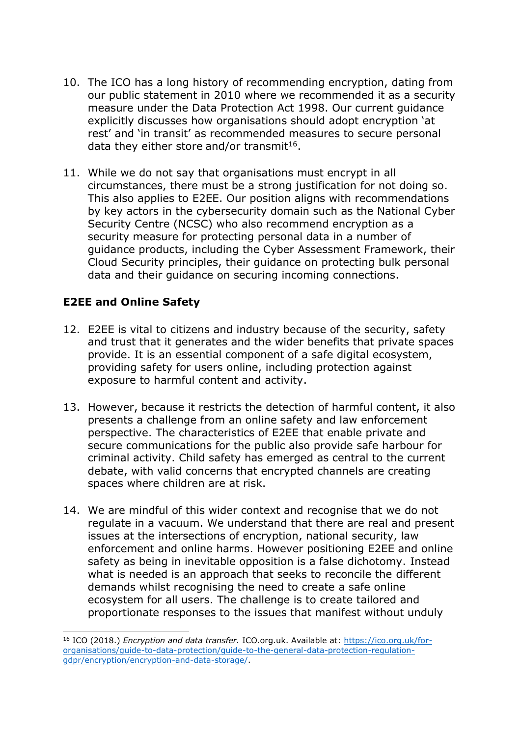10. The ICO has a long history of recommending encryption, dating from our public statement in 2010 where we recommended it as a security measure under the Data Protection Act 1998. Our current guidance explicitly discusses how organisations should adopt encryption 'at rest' and 'in transit' as recommended measures to secure personal data they either store and/or transmit[16].

11. While we do not say that organisations must encrypt in all circumstances, there must be a strong justification for not doing so. This also applies to E2EE. Our position aligns with recommendations by key actors in the cybersecurity domain such as the National Cyber Security Centre (NCSC) who also recommend encryption as a security measure for protecting personal data in a number of guidance products, including the Cyber Assessment Framework, their Cloud Security principles, their guidance on protecting bulk personal data and their guidance on securing incoming connections.

**E2EE and Online Safety**

12. E2EE is vital to citizens and industry because of the security, safety and trust that it generates and the wider benefits that private spaces provide. It is an essential component of a safe digital ecosystem, providing safety for users online, including protection against exposure to harmful content and activity.

13. However, because it restricts the detection of harmful content, it also presents a challenge from an online safety and law enforcement perspective. The characteristics of E2EE that enable private and secure communications for the public also provide safe harbour for criminal activity. Child safety has emerged as central to the current debate, with valid concerns that encrypted channels are creating spaces where children are at risk.

14. We are mindful of this wider context and recognise that we do not regulate in a vacuum. We understand that there are real and present issues at the intersections of encryption, national security, law enforcement and online harms. However positioning E2EE and online safety as being in inevitable opposition is a false dichotomy. Instead what is needed is an approach that seeks to reconcile the different demands whilst recognising the need to create a safe online ecosystem for all users. The challenge is to create tailored and proportionate responses to the issues that manifest without unduly

---

[16] ICO (2018.) *Encryption and data transfer.* ICO.org.uk. Available at: https://ico.org.uk/for-organisations/guide-to-data-protection/guide-to-the-general-data-protection-regulation-gdpr/encryption/encryption-and-data-storage/.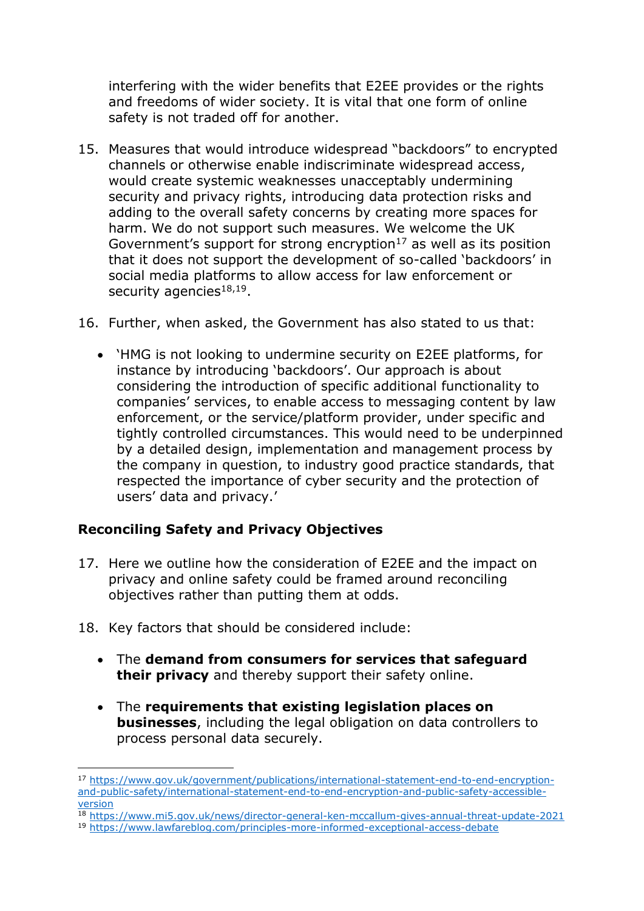interfering with the wider benefits that E2EE provides or the rights and freedoms of wider society. It is vital that one form of online safety is not traded off for another.

15. Measures that would introduce widespread "backdoors" to encrypted channels or otherwise enable indiscriminate widespread access, would create systemic weaknesses unacceptably undermining security and privacy rights, introducing data protection risks and adding to the overall safety concerns by creating more spaces for harm. We do not support such measures. We welcome the UK Government's support for strong encryption[17] as well as its position that it does not support the development of so-called 'backdoors' in social media platforms to allow access for law enforcement or security agencies[18,19].

16. Further, when asked, the Government has also stated to us that:

    - 'HMG is not looking to undermine security on E2EE platforms, for instance by introducing 'backdoors'. Our approach is about considering the introduction of specific additional functionality to companies' services, to enable access to messaging content by law enforcement, or the service/platform provider, under specific and tightly controlled circumstances. This would need to be underpinned by a detailed design, implementation and management process by the company in question, to industry good practice standards, that respected the importance of cyber security and the protection of users' data and privacy.'

### Reconciling Safety and Privacy Objectives

17. Here we outline how the consideration of E2EE and the impact on privacy and online safety could be framed around reconciling objectives rather than putting them at odds.

18. Key factors that should be considered include:

    - The **demand from consumers for services that safeguard their privacy** and thereby support their safety online.

    - The **requirements that existing legislation places on businesses**, including the legal obligation on data controllers to process personal data securely.

---

[17] https://www.gov.uk/government/publications/international-statement-end-to-end-encryption-and-public-safety/international-statement-end-to-end-encryption-and-public-safety-accessible-version

[18] https://www.mi5.gov.uk/news/director-general-ken-mccallum-gives-annual-threat-update-2021

[19] https://www.lawfareblog.com/principles-more-informed-exceptional-access-debate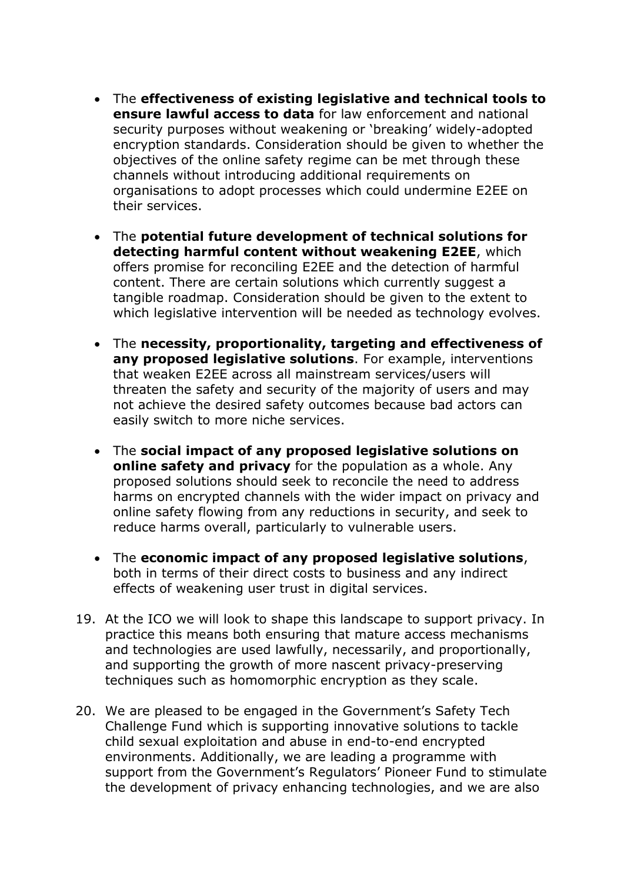- The **effectiveness of existing legislative and technical tools to ensure lawful access to data** for law enforcement and national security purposes without weakening or 'breaking' widely-adopted encryption standards. Consideration should be given to whether the objectives of the online safety regime can be met through these channels without introducing additional requirements on organisations to adopt processes which could undermine E2EE on their services.

- The **potential future development of technical solutions for detecting harmful content without weakening E2EE**, which offers promise for reconciling E2EE and the detection of harmful content. There are certain solutions which currently suggest a tangible roadmap. Consideration should be given to the extent to which legislative intervention will be needed as technology evolves.

- The **necessity, proportionality, targeting and effectiveness of any proposed legislative solutions**. For example, interventions that weaken E2EE across all mainstream services/users will threaten the safety and security of the majority of users and may not achieve the desired safety outcomes because bad actors can easily switch to more niche services.

- The **social impact of any proposed legislative solutions on online safety and privacy** for the population as a whole. Any proposed solutions should seek to reconcile the need to address harms on encrypted channels with the wider impact on privacy and online safety flowing from any reductions in security, and seek to reduce harms overall, particularly to vulnerable users.

- The **economic impact of any proposed legislative solutions**, both in terms of their direct costs to business and any indirect effects of weakening user trust in digital services.

19. At the ICO we will look to shape this landscape to support privacy. In practice this means both ensuring that mature access mechanisms and technologies are used lawfully, necessarily, and proportionally, and supporting the growth of more nascent privacy-preserving techniques such as homomorphic encryption as they scale.

20. We are pleased to be engaged in the Government's Safety Tech Challenge Fund which is supporting innovative solutions to tackle child sexual exploitation and abuse in end-to-end encrypted environments. Additionally, we are leading a programme with support from the Government's Regulators' Pioneer Fund to stimulate the development of privacy enhancing technologies, and we are also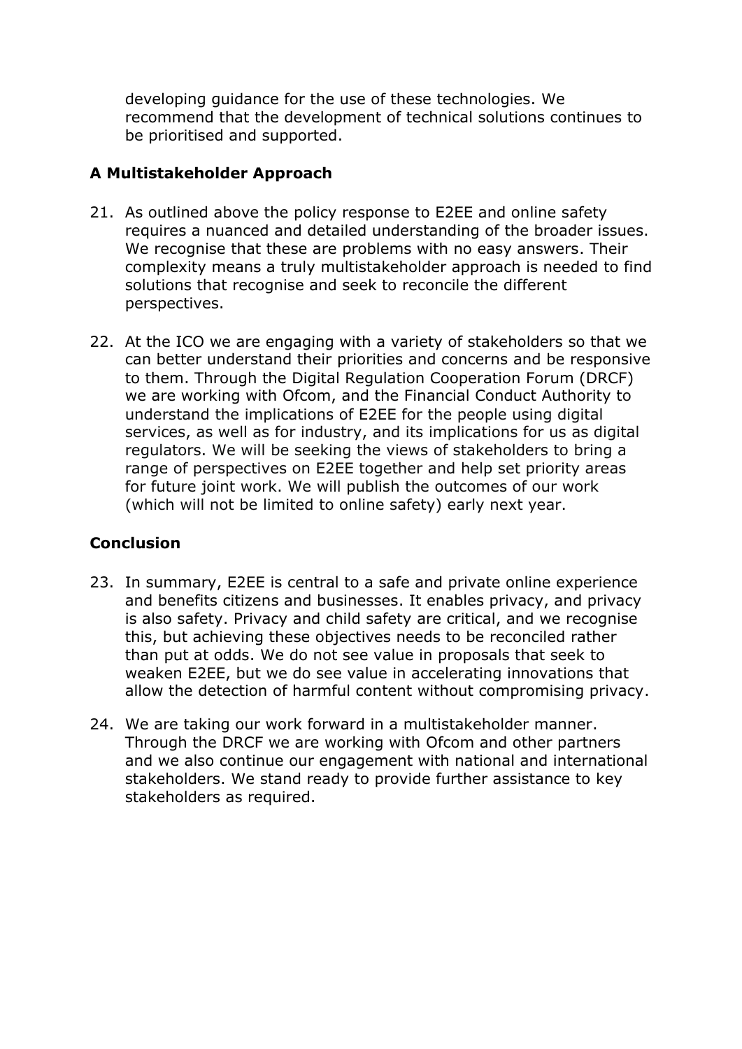developing guidance for the use of these technologies. We recommend that the development of technical solutions continues to be prioritised and supported.

## A Multistakeholder Approach

21. As outlined above the policy response to E2EE and online safety requires a nuanced and detailed understanding of the broader issues. We recognise that these are problems with no easy answers. Their complexity means a truly multistakeholder approach is needed to find solutions that recognise and seek to reconcile the different perspectives.

22. At the ICO we are engaging with a variety of stakeholders so that we can better understand their priorities and concerns and be responsive to them. Through the Digital Regulation Cooperation Forum (DRCF) we are working with Ofcom, and the Financial Conduct Authority to understand the implications of E2EE for the people using digital services, as well as for industry, and its implications for us as digital regulators. We will be seeking the views of stakeholders to bring a range of perspectives on E2EE together and help set priority areas for future joint work. We will publish the outcomes of our work (which will not be limited to online safety) early next year.

## Conclusion

23. In summary, E2EE is central to a safe and private online experience and benefits citizens and businesses. It enables privacy, and privacy is also safety. Privacy and child safety are critical, and we recognise this, but achieving these objectives needs to be reconciled rather than put at odds. We do not see value in proposals that seek to weaken E2EE, but we do see value in accelerating innovations that allow the detection of harmful content without compromising privacy.

24. We are taking our work forward in a multistakeholder manner. Through the DRCF we are working with Ofcom and other partners and we also continue our engagement with national and international stakeholders. We stand ready to provide further assistance to key stakeholders as required.